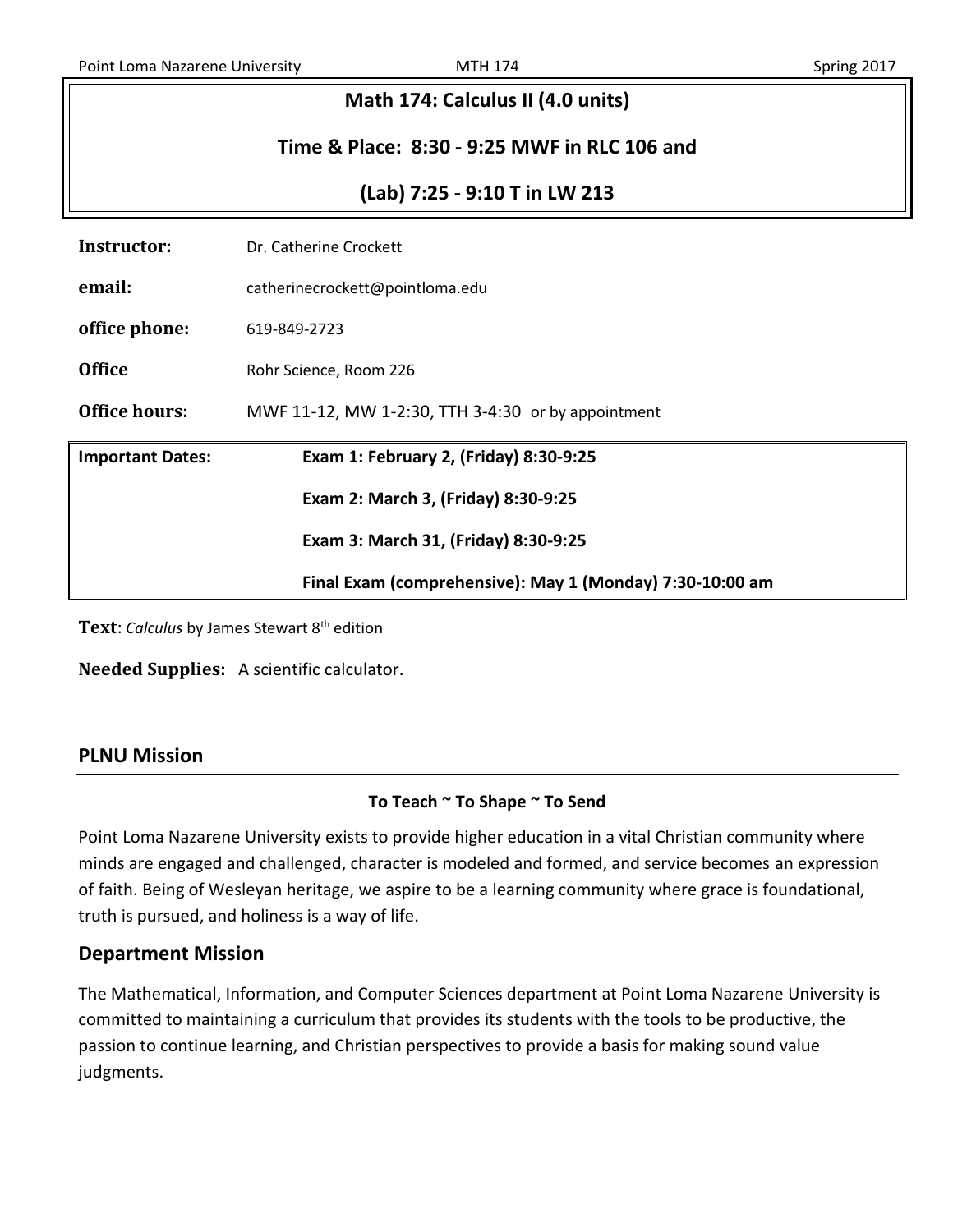# Math 174: Calculus II (4.0 units)

**Time & Place: 8:30 - 9:25 MWF in RLC 106 and**

**(Lab) 7:25 - 9:10 T in LW 213**

| | |
|---|---|
| **Instructor:** | Dr. Catherine Crockett |
| **email:** | catherinecrockett@pointloma.edu |
| **office phone:** | 619-849-2723 |
| **Office** | Rohr Science, Room 226 |
| **Office hours:** | MWF 11-12, MW 1-2:30, TTH 3-4:30 or by appointment |

| **Important Dates:** | **Exam 1: February 2, (Friday) 8:30-9:25** |
|---|---|
| | **Exam 2: March 3, (Friday) 8:30-9:25** |
| | **Exam 3: March 31, (Friday) 8:30-9:25** |
| | **Final Exam (comprehensive): May 1 (Monday) 7:30-10:00 am** |

**Text**: *Calculus* by James Stewart 8th edition

**Needed Supplies:** A scientific calculator.

## PLNU Mission

**To Teach ~ To Shape ~ To Send**

Point Loma Nazarene University exists to provide higher education in a vital Christian community where minds are engaged and challenged, character is modeled and formed, and service becomes an expression of faith. Being of Wesleyan heritage, we aspire to be a learning community where grace is foundational, truth is pursued, and holiness is a way of life.

## Department Mission

The Mathematical, Information, and Computer Sciences department at Point Loma Nazarene University is committed to maintaining a curriculum that provides its students with the tools to be productive, the passion to continue learning, and Christian perspectives to provide a basis for making sound value judgments.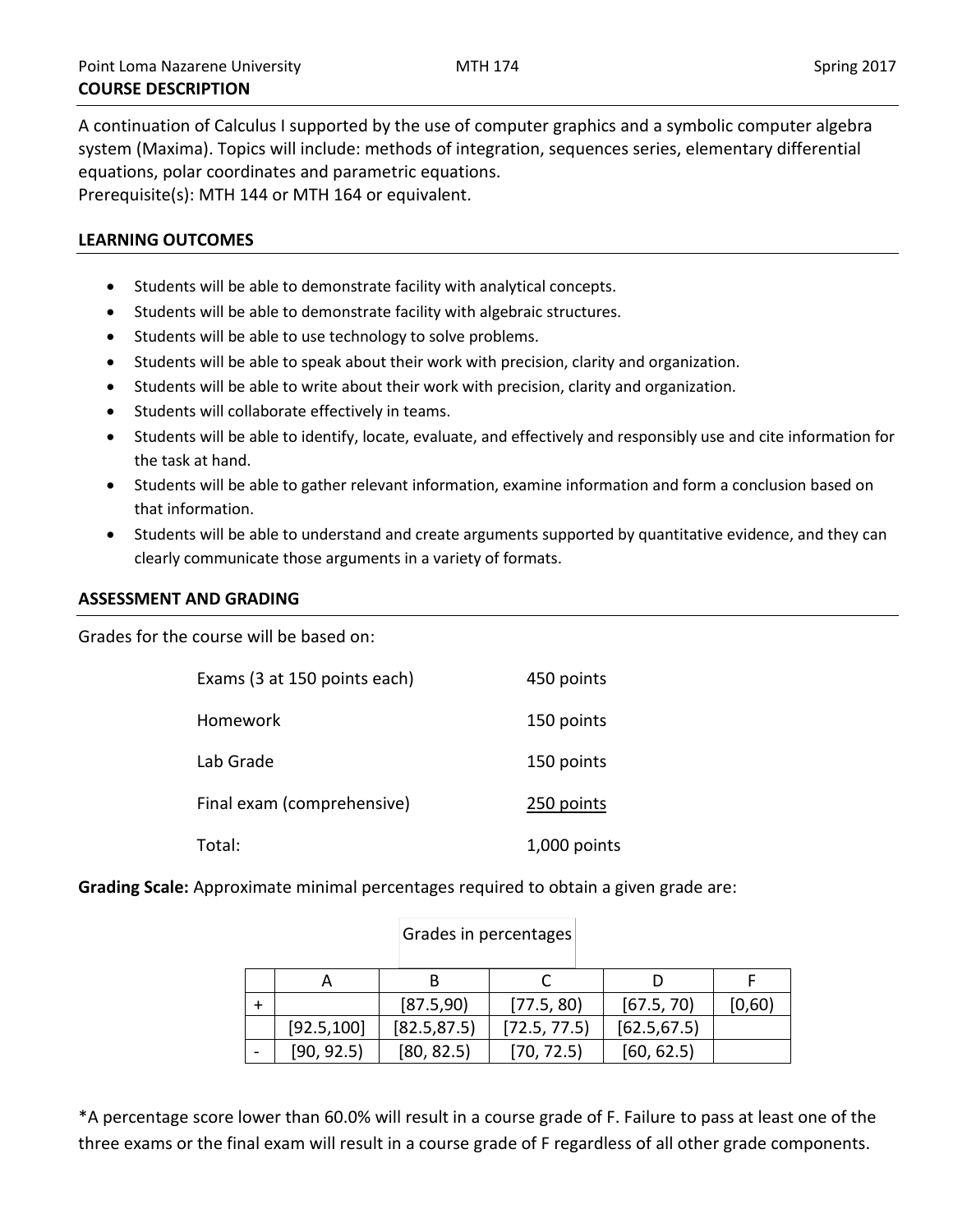## COURSE DESCRIPTION

A continuation of Calculus I supported by the use of computer graphics and a symbolic computer algebra system (Maxima). Topics will include: methods of integration, sequences series, elementary differential equations, polar coordinates and parametric equations.
Prerequisite(s): MTH 144 or MTH 164 or equivalent.

## LEARNING OUTCOMES

- Students will be able to demonstrate facility with analytical concepts.
- Students will be able to demonstrate facility with algebraic structures.
- Students will be able to use technology to solve problems.
- Students will be able to speak about their work with precision, clarity and organization.
- Students will be able to write about their work with precision, clarity and organization.
- Students will collaborate effectively in teams.
- Students will be able to identify, locate, evaluate, and effectively and responsibly use and cite information for the task at hand.
- Students will be able to gather relevant information, examine information and form a conclusion based on that information.
- Students will be able to understand and create arguments supported by quantitative evidence, and they can clearly communicate those arguments in a variety of formats.

## ASSESSMENT AND GRADING

Grades for the course will be based on:

| | |
|---|---|
| Exams (3 at 150 points each) | 450 points |
| Homework | 150 points |
| Lab Grade | 150 points |
| Final exam (comprehensive) | 250 points |
| Total: | 1,000 points |

**Grading Scale:** Approximate minimal percentages required to obtain a given grade are:

Grades in percentages

| | A | B | C | D | F |
|---|---|---|---|---|---|
| + | | [87.5,90) | [77.5, 80) | [67.5, 70) | [0,60) |
| | [92.5,100] | [82.5,87.5) | [72.5, 77.5) | [62.5,67.5) | |
| - | [90, 92.5) | [80, 82.5) | [70, 72.5) | [60, 62.5) | |

*A percentage score lower than 60.0% will result in a course grade of F. Failure to pass at least one of the three exams or the final exam will result in a course grade of F regardless of all other grade components.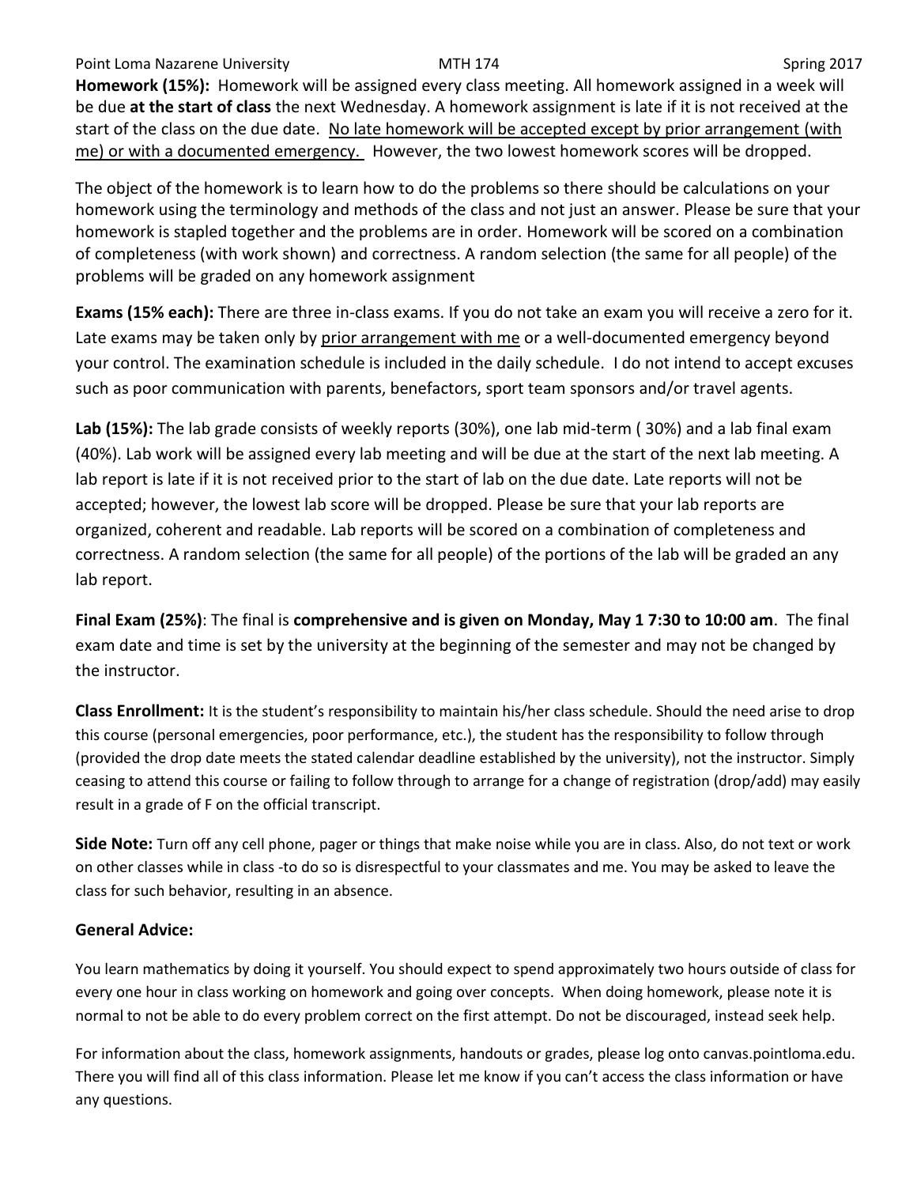**Homework (15%):** Homework will be assigned every class meeting. All homework assigned in a week will be due **at the start of class** the next Wednesday. A homework assignment is late if it is not received at the start of the class on the due date. <u>No late homework will be accepted except by prior arrangement (with me) or with a documented emergency.</u> However, the two lowest homework scores will be dropped.

The object of the homework is to learn how to do the problems so there should be calculations on your homework using the terminology and methods of the class and not just an answer. Please be sure that your homework is stapled together and the problems are in order. Homework will be scored on a combination of completeness (with work shown) and correctness. A random selection (the same for all people) of the problems will be graded on any homework assignment

**Exams (15% each):** There are three in-class exams. If you do not take an exam you will receive a zero for it. Late exams may be taken only by <u>prior arrangement with me</u> or a well-documented emergency beyond your control. The examination schedule is included in the daily schedule. I do not intend to accept excuses such as poor communication with parents, benefactors, sport team sponsors and/or travel agents.

**Lab (15%):** The lab grade consists of weekly reports (30%), one lab mid-term ( 30%) and a lab final exam (40%). Lab work will be assigned every lab meeting and will be due at the start of the next lab meeting. A lab report is late if it is not received prior to the start of lab on the due date. Late reports will not be accepted; however, the lowest lab score will be dropped. Please be sure that your lab reports are organized, coherent and readable. Lab reports will be scored on a combination of completeness and correctness. A random selection (the same for all people) of the portions of the lab will be graded an any lab report.

**Final Exam (25%)**: The final is **comprehensive and is given on Monday, May 1 7:30 to 10:00 am**. The final exam date and time is set by the university at the beginning of the semester and may not be changed by the instructor.

**Class Enrollment:** It is the student's responsibility to maintain his/her class schedule. Should the need arise to drop this course (personal emergencies, poor performance, etc.), the student has the responsibility to follow through (provided the drop date meets the stated calendar deadline established by the university), not the instructor. Simply ceasing to attend this course or failing to follow through to arrange for a change of registration (drop/add) may easily result in a grade of F on the official transcript.

**Side Note:** Turn off any cell phone, pager or things that make noise while you are in class. Also, do not text or work on other classes while in class -to do so is disrespectful to your classmates and me. You may be asked to leave the class for such behavior, resulting in an absence.

**General Advice:**

You learn mathematics by doing it yourself. You should expect to spend approximately two hours outside of class for every one hour in class working on homework and going over concepts. When doing homework, please note it is normal to not be able to do every problem correct on the first attempt. Do not be discouraged, instead seek help.

For information about the class, homework assignments, handouts or grades, please log onto canvas.pointloma.edu. There you will find all of this class information. Please let me know if you can't access the class information or have any questions.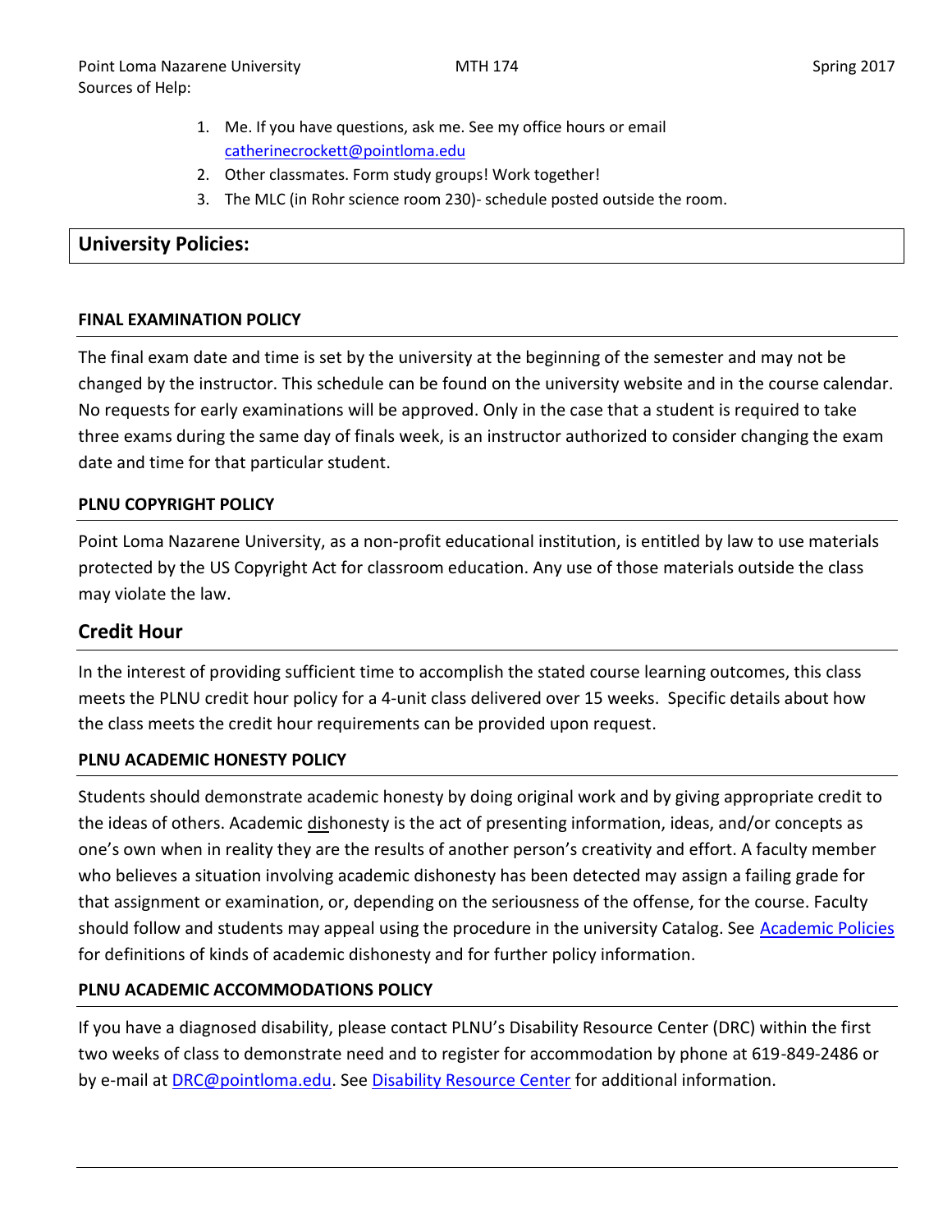Sources of Help:

1. Me. If you have questions, ask me. See my office hours or email catherinecrockett@pointloma.edu
2. Other classmates. Form study groups! Work together!
3. The MLC (in Rohr science room 230)- schedule posted outside the room.

## University Policies:

### FINAL EXAMINATION POLICY

The final exam date and time is set by the university at the beginning of the semester and may not be changed by the instructor. This schedule can be found on the university website and in the course calendar. No requests for early examinations will be approved. Only in the case that a student is required to take three exams during the same day of finals week, is an instructor authorized to consider changing the exam date and time for that particular student.

### PLNU COPYRIGHT POLICY

Point Loma Nazarene University, as a non-profit educational institution, is entitled by law to use materials protected by the US Copyright Act for classroom education. Any use of those materials outside the class may violate the law.

### Credit Hour

In the interest of providing sufficient time to accomplish the stated course learning outcomes, this class meets the PLNU credit hour policy for a 4-unit class delivered over 15 weeks. Specific details about how the class meets the credit hour requirements can be provided upon request.

### PLNU ACADEMIC HONESTY POLICY

Students should demonstrate academic honesty by doing original work and by giving appropriate credit to the ideas of others. Academic dishonesty is the act of presenting information, ideas, and/or concepts as one's own when in reality they are the results of another person's creativity and effort. A faculty member who believes a situation involving academic dishonesty has been detected may assign a failing grade for that assignment or examination, or, depending on the seriousness of the offense, for the course. Faculty should follow and students may appeal using the procedure in the university Catalog. See Academic Policies for definitions of kinds of academic dishonesty and for further policy information.

### PLNU ACADEMIC ACCOMMODATIONS POLICY

If you have a diagnosed disability, please contact PLNU's Disability Resource Center (DRC) within the first two weeks of class to demonstrate need and to register for accommodation by phone at 619-849-2486 or by e-mail at DRC@pointloma.edu. See Disability Resource Center for additional information.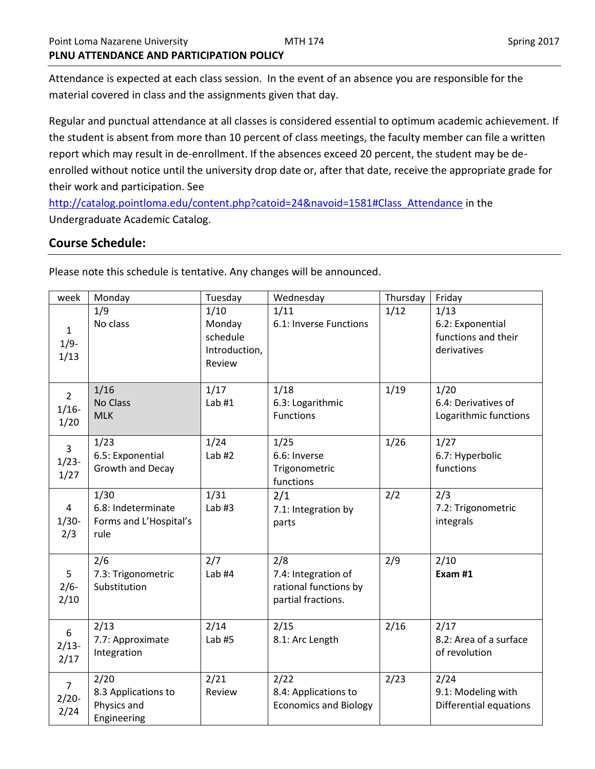**PLNU ATTENDANCE AND PARTICIPATION POLICY**

Attendance is expected at each class session. In the event of an absence you are responsible for the material covered in class and the assignments given that day.

Regular and punctual attendance at all classes is considered essential to optimum academic achievement. If the student is absent from more than 10 percent of class meetings, the faculty member can file a written report which may result in de-enrollment. If the absences exceed 20 percent, the student may be de-enrolled without notice until the university drop date or, after that date, receive the appropriate grade for their work and participation. See http://catalog.pointloma.edu/content.php?catoid=24&navoid=1581#Class_Attendance in the Undergraduate Academic Catalog.

## Course Schedule:

Please note this schedule is tentative. Any changes will be announced.

| week | Monday | Tuesday | Wednesday | Thursday | Friday |
|---|---|---|---|---|---|
| 1 1/9-1/13 | 1/9 No class | 1/10 Monday schedule Introduction, Review | 1/11 6.1: Inverse Functions | 1/12 | 1/13 6.2: Exponential functions and their derivatives |
| 2 1/16-1/20 | 1/16 No Class MLK | 1/17 Lab #1 | 1/18 6.3: Logarithmic Functions | 1/19 | 1/20 6.4: Derivatives of Logarithmic functions |
| 3 1/23-1/27 | 1/23 6.5: Exponential Growth and Decay | 1/24 Lab #2 | 1/25 6.6: Inverse Trigonometric functions | 1/26 | 1/27 6.7: Hyperbolic functions |
| 4 1/30-2/3 | 1/30 6.8: Indeterminate Forms and L'Hospital's rule | 1/31 Lab #3 | 2/1 7.1: Integration by parts | 2/2 | 2/3 7.2: Trigonometric integrals |
| 5 2/6-2/10 | 2/6 7.3: Trigonometric Substitution | 2/7 Lab #4 | 2/8 7.4: Integration of rational functions by partial fractions. | 2/9 | 2/10 **Exam #1** |
| 6 2/13-2/17 | 2/13 7.7: Approximate Integration | 2/14 Lab #5 | 2/15 8.1: Arc Length | 2/16 | 2/17 8.2: Area of a surface of revolution |
| 7 2/20-2/24 | 2/20 8.3 Applications to Physics and Engineering | 2/21 Review | 2/22 8.4: Applications to Economics and Biology | 2/23 | 2/24 9.1: Modeling with Differential equations |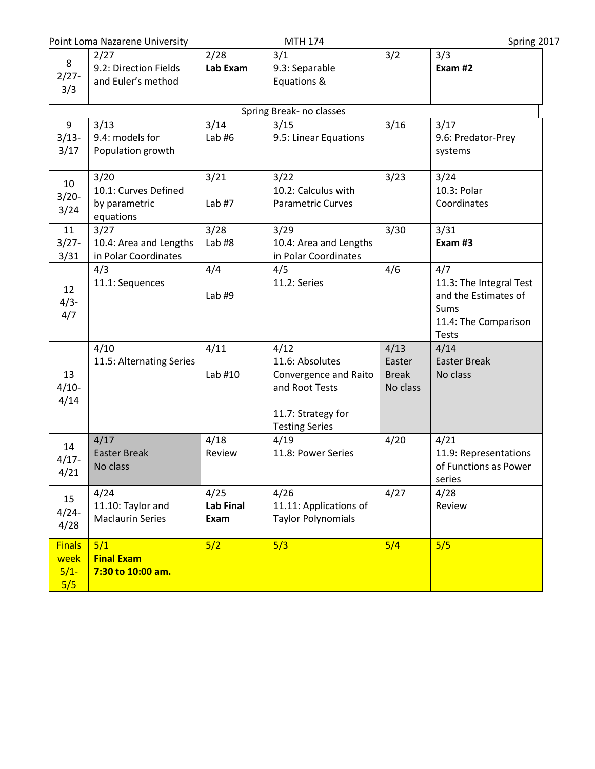| | | | | | |
|---|---|---|---|---|---|
| 8 2/27-3/3 | 2/27 9.2: Direction Fields and Euler's method | 2/28 **Lab Exam** | 3/1 9.3: Separable Equations & | 3/2 | 3/3 **Exam #2** |
| | | | Spring Break- no classes | | |
| 9 3/13-3/17 | 3/13 9.4: models for Population growth | 3/14 Lab #6 | 3/15 9.5: Linear Equations | 3/16 | 3/17 9.6: Predator-Prey systems |
| 10 3/20-3/24 | 3/20 10.1: Curves Defined by parametric equations | 3/21 Lab #7 | 3/22 10.2: Calculus with Parametric Curves | 3/23 | 3/24 10.3: Polar Coordinates |
| 11 3/27-3/31 | 3/27 10.4: Area and Lengths in Polar Coordinates | 3/28 Lab #8 | 3/29 10.4: Area and Lengths in Polar Coordinates | 3/30 | 3/31 **Exam #3** |
| 12 4/3-4/7 | 4/3 11.1: Sequences | 4/4 Lab #9 | 4/5 11.2: Series | 4/6 | 4/7 11.3: The Integral Test and the Estimates of Sums 11.4: The Comparison Tests |
| 13 4/10-4/14 | 4/10 11.5: Alternating Series | 4/11 Lab #10 | 4/12 11.6: Absolutes Convergence and Raito and Root Tests 11.7: Strategy for Testing Series | 4/13 Easter Break No class | 4/14 Easter Break No class |
| 14 4/17-4/21 | 4/17 Easter Break No class | 4/18 Review | 4/19 11.8: Power Series | 4/20 | 4/21 11.9: Representations of Functions as Power series |
| 15 4/24-4/28 | 4/24 11.10: Taylor and Maclaurin Series | 4/25 **Lab Final Exam** | 4/26 11.11: Applications of Taylor Polynomials | 4/27 | 4/28 Review |
| Finals week 5/1-5/5 | 5/1 **Final Exam 7:30 to 10:00 am.** | 5/2 | 5/3 | 5/4 | 5/5 |